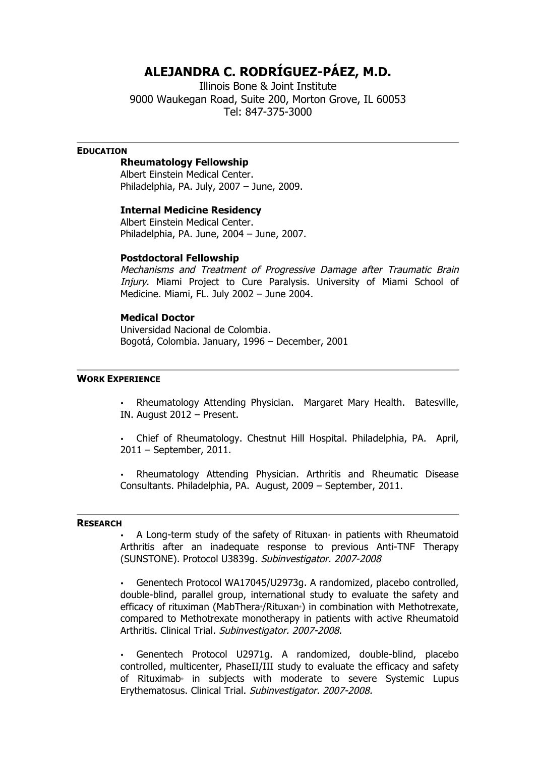# ALEJANDRA C. RODRÍGUEZ-PÁEZ, M.D.

Illinois Bone & Joint Institute
9000 Waukegan Road, Suite 200, Morton Grove, IL 60053
Tel: 847-375-3000

## EDUCATION

**Rheumatology Fellowship**
Albert Einstein Medical Center.
Philadelphia, PA. July, 2007 – June, 2009.

**Internal Medicine Residency**
Albert Einstein Medical Center.
Philadelphia, PA. June, 2004 – June, 2007.

**Postdoctoral Fellowship**
*Mechanisms and Treatment of Progressive Damage after Traumatic Brain Injury*. Miami Project to Cure Paralysis. University of Miami School of Medicine. Miami, FL. July 2002 – June 2004.

**Medical Doctor**
Universidad Nacional de Colombia.
Bogotá, Colombia. January, 1996 – December, 2001

## WORK EXPERIENCE

- Rheumatology Attending Physician. Margaret Mary Health. Batesville, IN. August 2012 – Present.
- Chief of Rheumatology. Chestnut Hill Hospital. Philadelphia, PA. April, 2011 – September, 2011.
- Rheumatology Attending Physician. Arthritis and Rheumatic Disease Consultants. Philadelphia, PA. August, 2009 – September, 2011.

## RESEARCH

- A Long-term study of the safety of Rituxan® in patients with Rheumatoid Arthritis after an inadequate response to previous Anti-TNF Therapy (SUNSTONE). Protocol U3839g. *Subinvestigator. 2007-2008*
- Genentech Protocol WA17045/U2973g. A randomized, placebo controlled, double-blind, parallel group, international study to evaluate the safety and efficacy of rituximan (MabThera®/Rituxan®) in combination with Methotrexate, compared to Methotrexate monotherapy in patients with active Rheumatoid Arthritis. Clinical Trial. *Subinvestigator. 2007-2008*.
- Genentech Protocol U2971g. A randomized, double-blind, placebo controlled, multicenter, PhaseII/III study to evaluate the efficacy and safety of Rituximab® in subjects with moderate to severe Systemic Lupus Erythematosus. Clinical Trial. *Subinvestigator. 2007-2008.*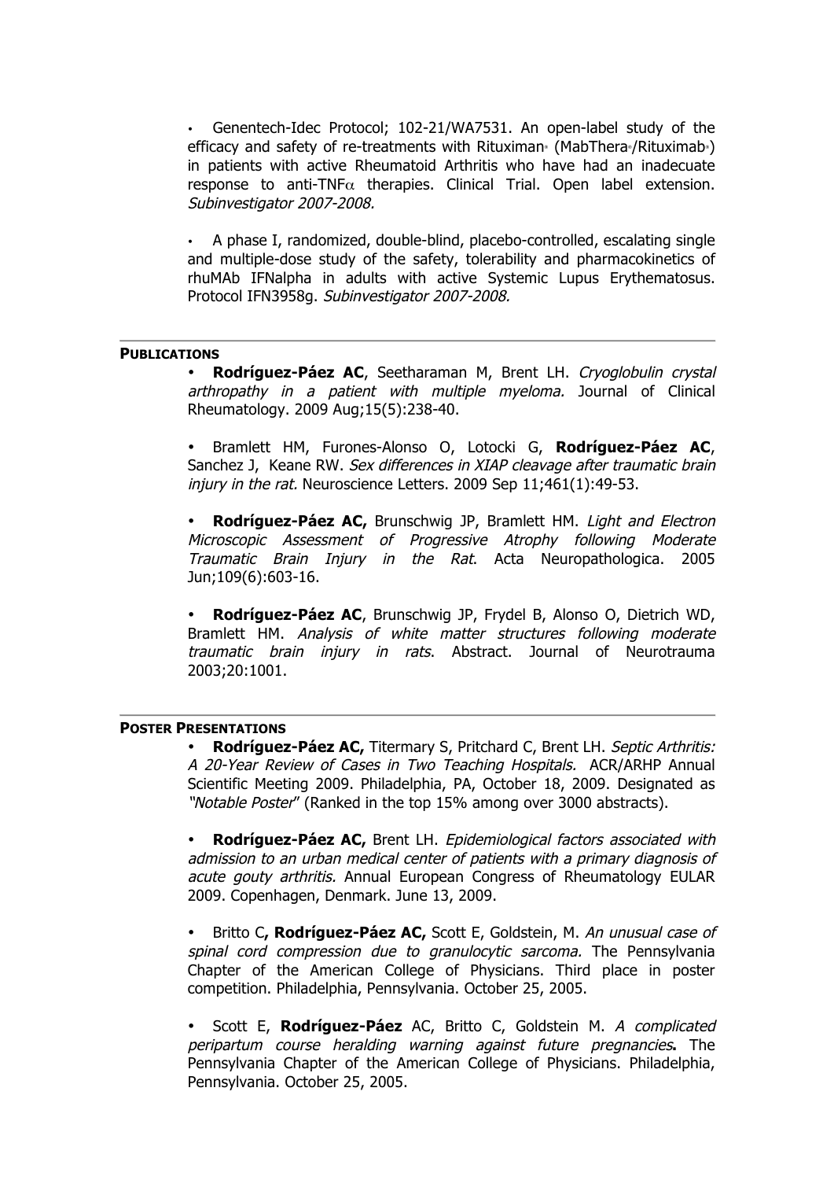- Genentech-Idec Protocol; 102-21/WA7531. An open-label study of the efficacy and safety of re-treatments with Rituximan® (MabThera®/Rituximab®) in patients with active Rheumatoid Arthritis who have had an inadecuate response to anti-TNF$\alpha$ therapies. Clinical Trial. Open label extension. *Subinvestigator 2007-2008.*

- A phase I, randomized, double-blind, placebo-controlled, escalating single and multiple-dose study of the safety, tolerability and pharmacokinetics of rhuMAb IFNalpha in adults with active Systemic Lupus Erythematosus. Protocol IFN3958g. *Subinvestigator 2007-2008.*

---

**PUBLICATIONS**

- **Rodríguez-Páez AC**, Seetharaman M, Brent LH. *Cryoglobulin crystal arthropathy in a patient with multiple myeloma.* Journal of Clinical Rheumatology. 2009 Aug;15(5):238-40.

- Bramlett HM, Furones-Alonso O, Lotocki G, **Rodríguez-Páez AC**, Sanchez J, Keane RW. *Sex differences in XIAP cleavage after traumatic brain injury in the rat.* Neuroscience Letters. 2009 Sep 11;461(1):49-53.

- **Rodríguez-Páez AC,** Brunschwig JP, Bramlett HM. *Light and Electron Microscopic Assessment of Progressive Atrophy following Moderate Traumatic Brain Injury in the Rat.* Acta Neuropathologica. 2005 Jun;109(6):603-16.

- **Rodríguez-Páez AC**, Brunschwig JP, Frydel B, Alonso O, Dietrich WD, Bramlett HM. *Analysis of white matter structures following moderate traumatic brain injury in rats*. Abstract. Journal of Neurotrauma 2003;20:1001.

---

**POSTER PRESENTATIONS**

- **Rodríguez-Páez AC,** Titermary S, Pritchard C, Brent LH. *Septic Arthritis: A 20-Year Review of Cases in Two Teaching Hospitals.* ACR/ARHP Annual Scientific Meeting 2009. Philadelphia, PA, October 18, 2009. Designated as *"Notable Poster*" (Ranked in the top 15% among over 3000 abstracts).

- **Rodríguez-Páez AC,** Brent LH. *Epidemiological factors associated with admission to an urban medical center of patients with a primary diagnosis of acute gouty arthritis.* Annual European Congress of Rheumatology EULAR 2009. Copenhagen, Denmark. June 13, 2009.

- Britto C**, Rodríguez-Páez AC,** Scott E, Goldstein, M. *An unusual case of spinal cord compression due to granulocytic sarcoma.* The Pennsylvania Chapter of the American College of Physicians. Third place in poster competition. Philadelphia, Pennsylvania. October 25, 2005.

- Scott E, **Rodríguez-Páez** AC, Britto C, Goldstein M. *A complicated peripartum course heralding warning against future pregnancies***.** The Pennsylvania Chapter of the American College of Physicians. Philadelphia, Pennsylvania. October 25, 2005.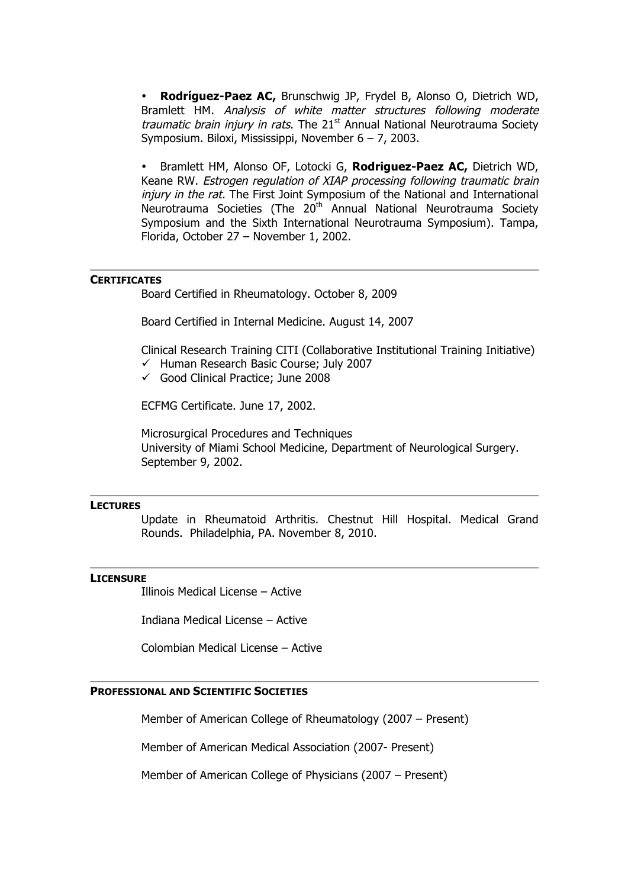- **Rodríguez-Paez AC,** Brunschwig JP, Frydel B, Alonso O, Dietrich WD, Bramlett HM. *Analysis of white matter structures following moderate traumatic brain injury in rats*. The 21st Annual National Neurotrauma Society Symposium. Biloxi, Mississippi, November 6 – 7, 2003.

- Bramlett HM, Alonso OF, Lotocki G, **Rodriguez-Paez AC,** Dietrich WD, Keane RW. *Estrogen regulation of XIAP processing following traumatic brain injury in the rat.* The First Joint Symposium of the National and International Neurotrauma Societies (The 20th Annual National Neurotrauma Society Symposium and the Sixth International Neurotrauma Symposium). Tampa, Florida, October 27 – November 1, 2002.

---

## CERTIFICATES

Board Certified in Rheumatology. October 8, 2009

Board Certified in Internal Medicine. August 14, 2007

Clinical Research Training CITI (Collaborative Institutional Training Initiative)

- ✓ Human Research Basic Course; July 2007
- ✓ Good Clinical Practice; June 2008

ECFMG Certificate. June 17, 2002.

Microsurgical Procedures and Techniques
University of Miami School Medicine, Department of Neurological Surgery. September 9, 2002.

---

## LECTURES

Update in Rheumatoid Arthritis. Chestnut Hill Hospital. Medical Grand Rounds. Philadelphia, PA. November 8, 2010.

---

## LICENSURE

Illinois Medical License – Active

Indiana Medical License – Active

Colombian Medical License – Active

---

## PROFESSIONAL AND SCIENTIFIC SOCIETIES

Member of American College of Rheumatology (2007 – Present)

Member of American Medical Association (2007- Present)

Member of American College of Physicians (2007 – Present)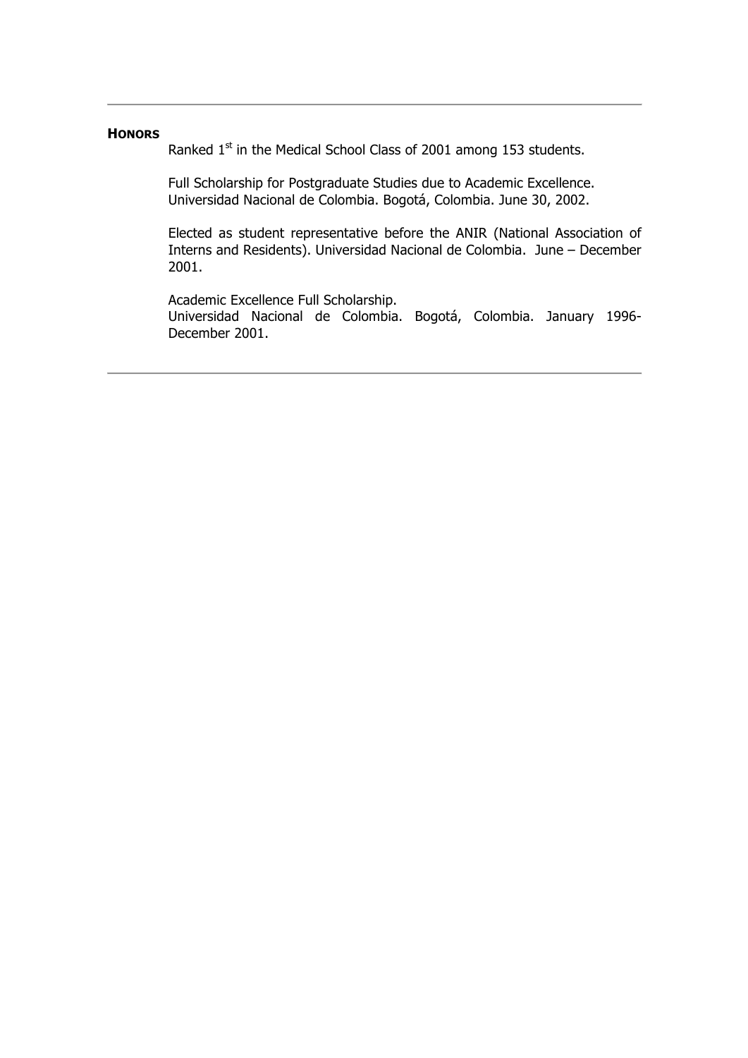---

## HONORS

Ranked 1st in the Medical School Class of 2001 among 153 students.

Full Scholarship for Postgraduate Studies due to Academic Excellence. Universidad Nacional de Colombia. Bogotá, Colombia. June 30, 2002.

Elected as student representative before the ANIR (National Association of Interns and Residents). Universidad Nacional de Colombia. June – December 2001.

Academic Excellence Full Scholarship.
Universidad Nacional de Colombia. Bogotá, Colombia. January 1996-December 2001.

---